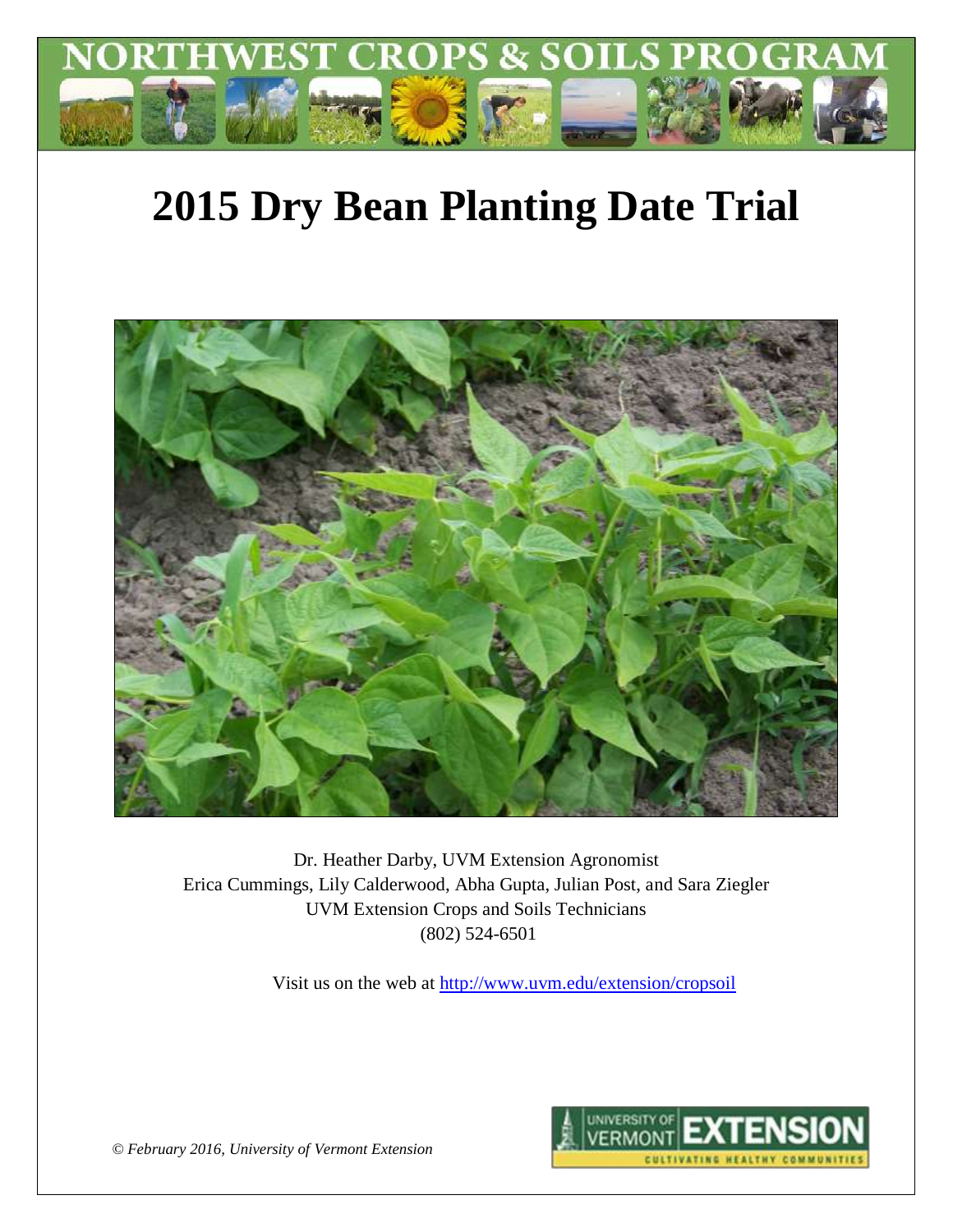NORTHWEST CROPS & SOILS PROGRAM

# 2015 Dry Bean Planting Date Trial

Dr. Heather Darby, UVM Extension Agronomist
Erica Cummings, Lily Calderwood, Abha Gupta, Julian Post, and Sara Ziegler
UVM Extension Crops and Soils Technicians
(802) 524-6501

Visit us on the web at http://www.uvm.edu/extension/cropsoil

*© February 2016, University of Vermont Extension*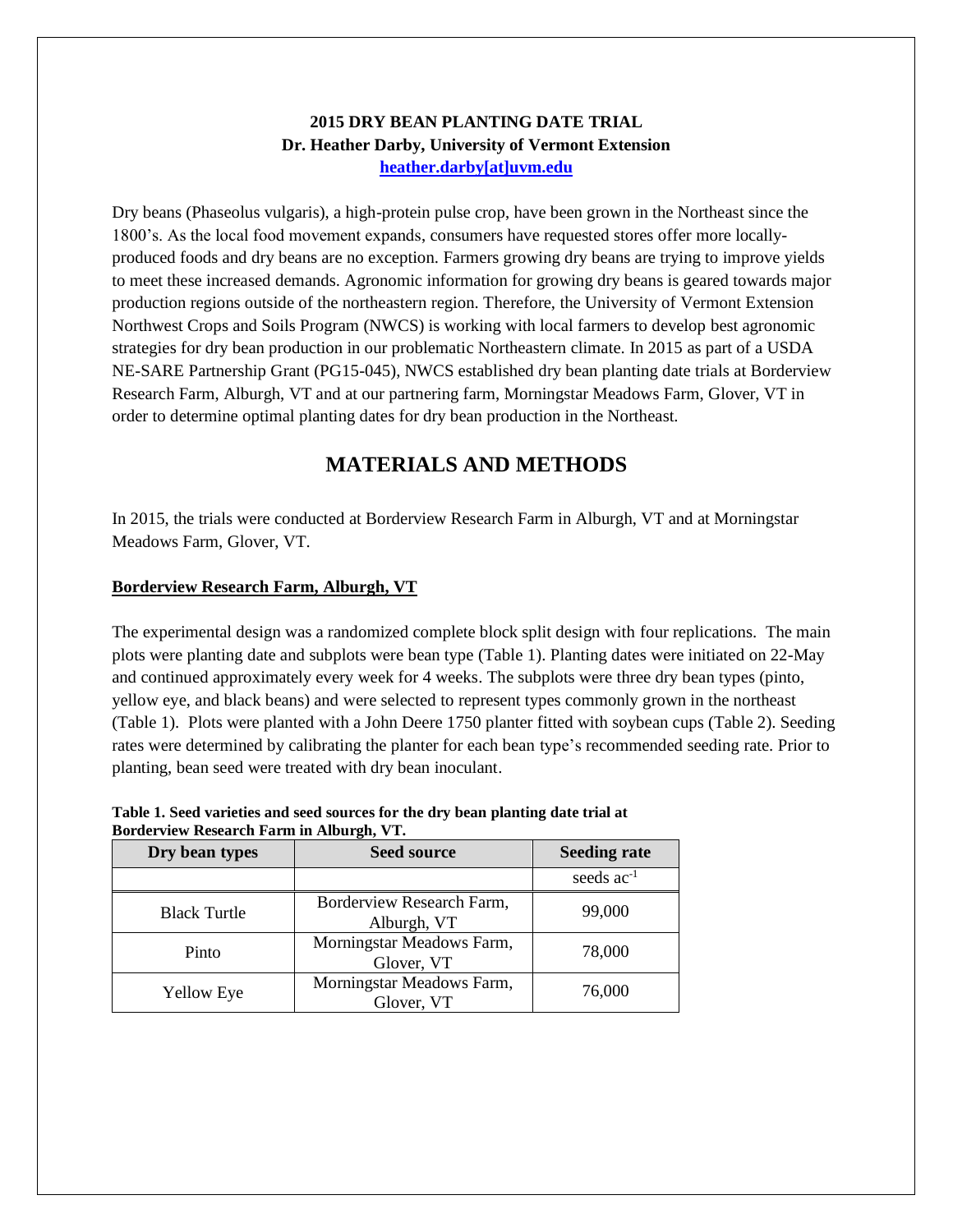**2015 DRY BEAN PLANTING DATE TRIAL**
**Dr. Heather Darby, University of Vermont Extension**
**heather.darby[at]uvm.edu**

Dry beans (Phaseolus vulgaris), a high-protein pulse crop, have been grown in the Northeast since the 1800's. As the local food movement expands, consumers have requested stores offer more locally-produced foods and dry beans are no exception. Farmers growing dry beans are trying to improve yields to meet these increased demands. Agronomic information for growing dry beans is geared towards major production regions outside of the northeastern region. Therefore, the University of Vermont Extension Northwest Crops and Soils Program (NWCS) is working with local farmers to develop best agronomic strategies for dry bean production in our problematic Northeastern climate. In 2015 as part of a USDA NE-SARE Partnership Grant (PG15-045), NWCS established dry bean planting date trials at Borderview Research Farm, Alburgh, VT and at our partnering farm, Morningstar Meadows Farm, Glover, VT in order to determine optimal planting dates for dry bean production in the Northeast.

## MATERIALS AND METHODS

In 2015, the trials were conducted at Borderview Research Farm in Alburgh, VT and at Morningstar Meadows Farm, Glover, VT.

### Borderview Research Farm, Alburgh, VT

The experimental design was a randomized complete block split design with four replications. The main plots were planting date and subplots were bean type (Table 1). Planting dates were initiated on 22-May and continued approximately every week for 4 weeks. The subplots were three dry bean types (pinto, yellow eye, and black beans) and were selected to represent types commonly grown in the northeast (Table 1). Plots were planted with a John Deere 1750 planter fitted with soybean cups (Table 2). Seeding rates were determined by calibrating the planter for each bean type's recommended seeding rate. Prior to planting, bean seed were treated with dry bean inoculant.

**Table 1. Seed varieties and seed sources for the dry bean planting date trial at Borderview Research Farm in Alburgh, VT.**

| Dry bean types | Seed source | Seeding rate |
|---|---|---|
| | | seeds $ac^{-1}$ |
| Black Turtle | Borderview Research Farm, Alburgh, VT | 99,000 |
| Pinto | Morningstar Meadows Farm, Glover, VT | 78,000 |
| Yellow Eye | Morningstar Meadows Farm, Glover, VT | 76,000 |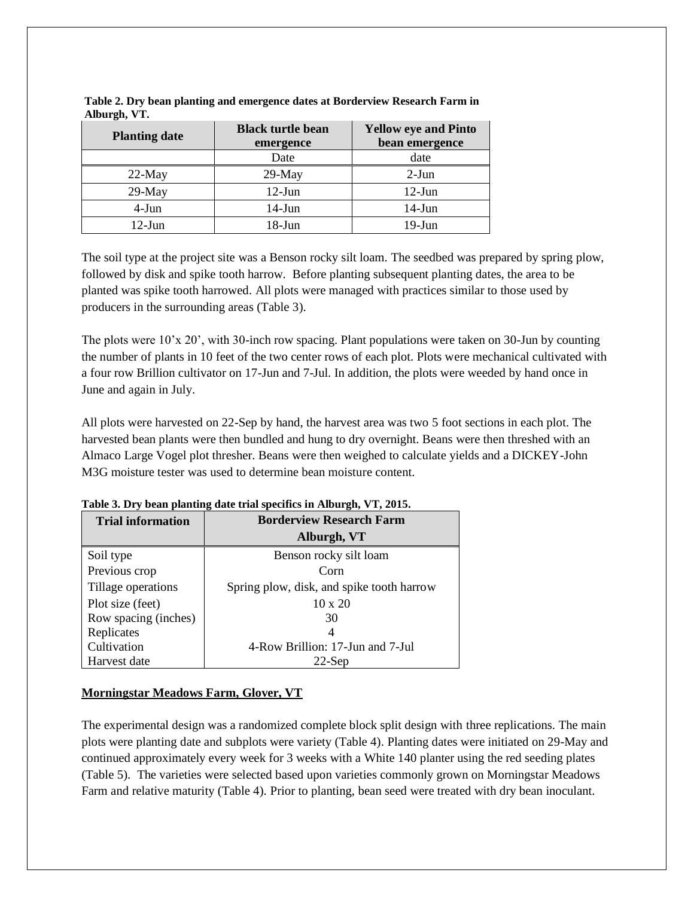**Table 2. Dry bean planting and emergence dates at Borderview Research Farm in Alburgh, VT.**

| Planting date | Black turtle bean emergence | Yellow eye and Pinto bean emergence |
|---|---|---|
| | Date | date |
| 22-May | 29-May | 2-Jun |
| 29-May | 12-Jun | 12-Jun |
| 4-Jun | 14-Jun | 14-Jun |
| 12-Jun | 18-Jun | 19-Jun |

The soil type at the project site was a Benson rocky silt loam. The seedbed was prepared by spring plow, followed by disk and spike tooth harrow. Before planting subsequent planting dates, the area to be planted was spike tooth harrowed. All plots were managed with practices similar to those used by producers in the surrounding areas (Table 3).

The plots were 10'x 20', with 30-inch row spacing. Plant populations were taken on 30-Jun by counting the number of plants in 10 feet of the two center rows of each plot. Plots were mechanical cultivated with a four row Brillion cultivator on 17-Jun and 7-Jul. In addition, the plots were weeded by hand once in June and again in July.

All plots were harvested on 22-Sep by hand, the harvest area was two 5 foot sections in each plot. The harvested bean plants were then bundled and hung to dry overnight. Beans were then threshed with an Almaco Large Vogel plot thresher. Beans were then weighed to calculate yields and a DICKEY-John M3G moisture tester was used to determine bean moisture content.

**Table 3. Dry bean planting date trial specifics in Alburgh, VT, 2015.**

| Trial information | Borderview Research Farm Alburgh, VT |
|---|---|
| Soil type | Benson rocky silt loam |
| Previous crop | Corn |
| Tillage operations | Spring plow, disk, and spike tooth harrow |
| Plot size (feet) | 10 x 20 |
| Row spacing (inches) | 30 |
| Replicates | 4 |
| Cultivation | 4-Row Brillion: 17-Jun and 7-Jul |
| Harvest date | 22-Sep |

**Morningstar Meadows Farm, Glover, VT**

The experimental design was a randomized complete block split design with three replications. The main plots were planting date and subplots were variety (Table 4). Planting dates were initiated on 29-May and continued approximately every week for 3 weeks with a White 140 planter using the red seeding plates (Table 5). The varieties were selected based upon varieties commonly grown on Morningstar Meadows Farm and relative maturity (Table 4). Prior to planting, bean seed were treated with dry bean inoculant.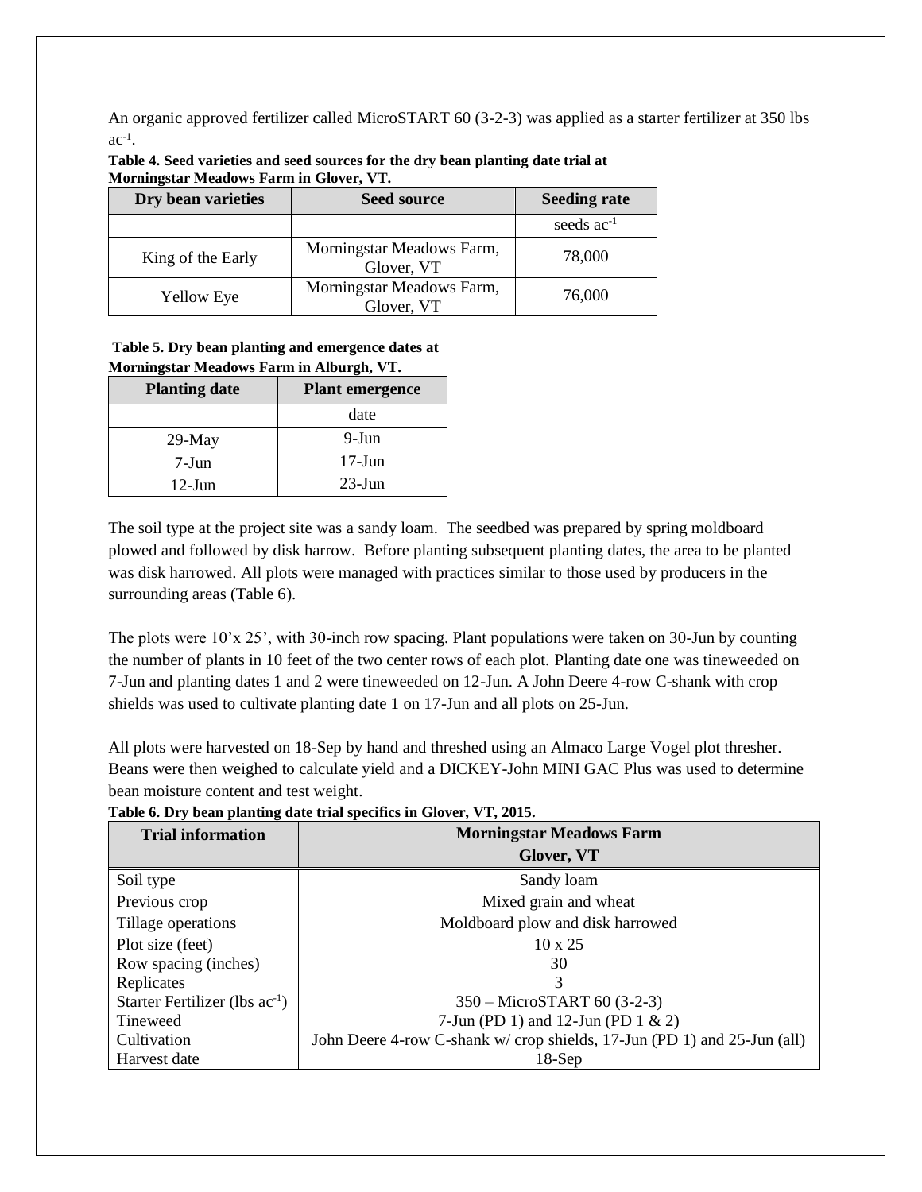An organic approved fertilizer called MicroSTART 60 (3-2-3) was applied as a starter fertilizer at 350 lbs $ac^{-1}$.

**Table 4. Seed varieties and seed sources for the dry bean planting date trial at Morningstar Meadows Farm in Glover, VT.**

| Dry bean varieties | Seed source | Seeding rate |
|---|---|---|
| | | seeds $ac^{-1}$ |
| King of the Early | Morningstar Meadows Farm, Glover, VT | 78,000 |
| Yellow Eye | Morningstar Meadows Farm, Glover, VT | 76,000 |

**Table 5. Dry bean planting and emergence dates at Morningstar Meadows Farm in Alburgh, VT.**

| Planting date | Plant emergence |
|---|---|
| | date |
| 29-May | 9-Jun |
| 7-Jun | 17-Jun |
| 12-Jun | 23-Jun |

The soil type at the project site was a sandy loam. The seedbed was prepared by spring moldboard plowed and followed by disk harrow. Before planting subsequent planting dates, the area to be planted was disk harrowed. All plots were managed with practices similar to those used by producers in the surrounding areas (Table 6).

The plots were 10'x 25', with 30-inch row spacing. Plant populations were taken on 30-Jun by counting the number of plants in 10 feet of the two center rows of each plot. Planting date one was tineweeded on 7-Jun and planting dates 1 and 2 were tineweeded on 12-Jun. A John Deere 4-row C-shank with crop shields was used to cultivate planting date 1 on 17-Jun and all plots on 25-Jun.

All plots were harvested on 18-Sep by hand and threshed using an Almaco Large Vogel plot thresher. Beans were then weighed to calculate yield and a DICKEY-John MINI GAC Plus was used to determine bean moisture content and test weight.

**Table 6. Dry bean planting date trial specifics in Glover, VT, 2015.**

| Trial information | Morningstar Meadows Farm Glover, VT |
|---|---|
| Soil type | Sandy loam |
| Previous crop | Mixed grain and wheat |
| Tillage operations | Moldboard plow and disk harrowed |
| Plot size (feet) | 10 x 25 |
| Row spacing (inches) | 30 |
| Replicates | 3 |
| Starter Fertilizer (lbs $ac^{-1}$) | 350 – MicroSTART 60 (3-2-3) |
| Tineweed | 7-Jun (PD 1) and 12-Jun (PD 1 & 2) |
| Cultivation | John Deere 4-row C-shank w/ crop shields, 17-Jun (PD 1) and 25-Jun (all) |
| Harvest date | 18-Sep |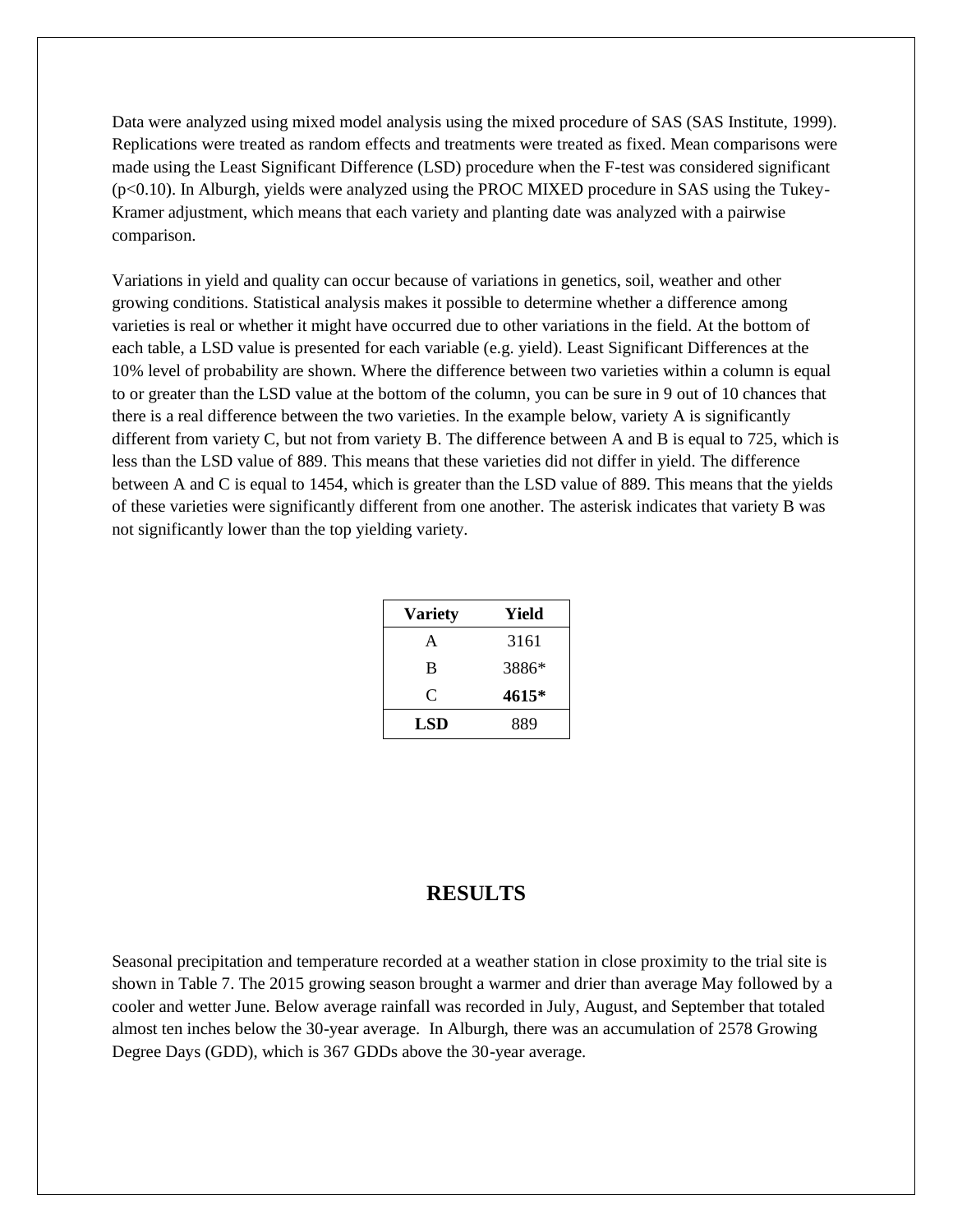Data were analyzed using mixed model analysis using the mixed procedure of SAS (SAS Institute, 1999). Replications were treated as random effects and treatments were treated as fixed. Mean comparisons were made using the Least Significant Difference (LSD) procedure when the F-test was considered significant ($p<0.10$). In Alburgh, yields were analyzed using the PROC MIXED procedure in SAS using the Tukey-Kramer adjustment, which means that each variety and planting date was analyzed with a pairwise comparison.

Variations in yield and quality can occur because of variations in genetics, soil, weather and other growing conditions. Statistical analysis makes it possible to determine whether a difference among varieties is real or whether it might have occurred due to other variations in the field. At the bottom of each table, a LSD value is presented for each variable (e.g. yield). Least Significant Differences at the 10% level of probability are shown. Where the difference between two varieties within a column is equal to or greater than the LSD value at the bottom of the column, you can be sure in 9 out of 10 chances that there is a real difference between the two varieties. In the example below, variety A is significantly different from variety C, but not from variety B. The difference between A and B is equal to 725, which is less than the LSD value of 889. This means that these varieties did not differ in yield. The difference between A and C is equal to 1454, which is greater than the LSD value of 889. This means that the yields of these varieties were significantly different from one another. The asterisk indicates that variety B was not significantly lower than the top yielding variety.

| Variety | Yield |
|---|---|
| A | 3161 |
| B | 3886* |
| C | **4615*** |
| **LSD** | 889 |

## RESULTS

Seasonal precipitation and temperature recorded at a weather station in close proximity to the trial site is shown in Table 7. The 2015 growing season brought a warmer and drier than average May followed by a cooler and wetter June. Below average rainfall was recorded in July, August, and September that totaled almost ten inches below the 30-year average. In Alburgh, there was an accumulation of 2578 Growing Degree Days (GDD), which is 367 GDDs above the 30-year average.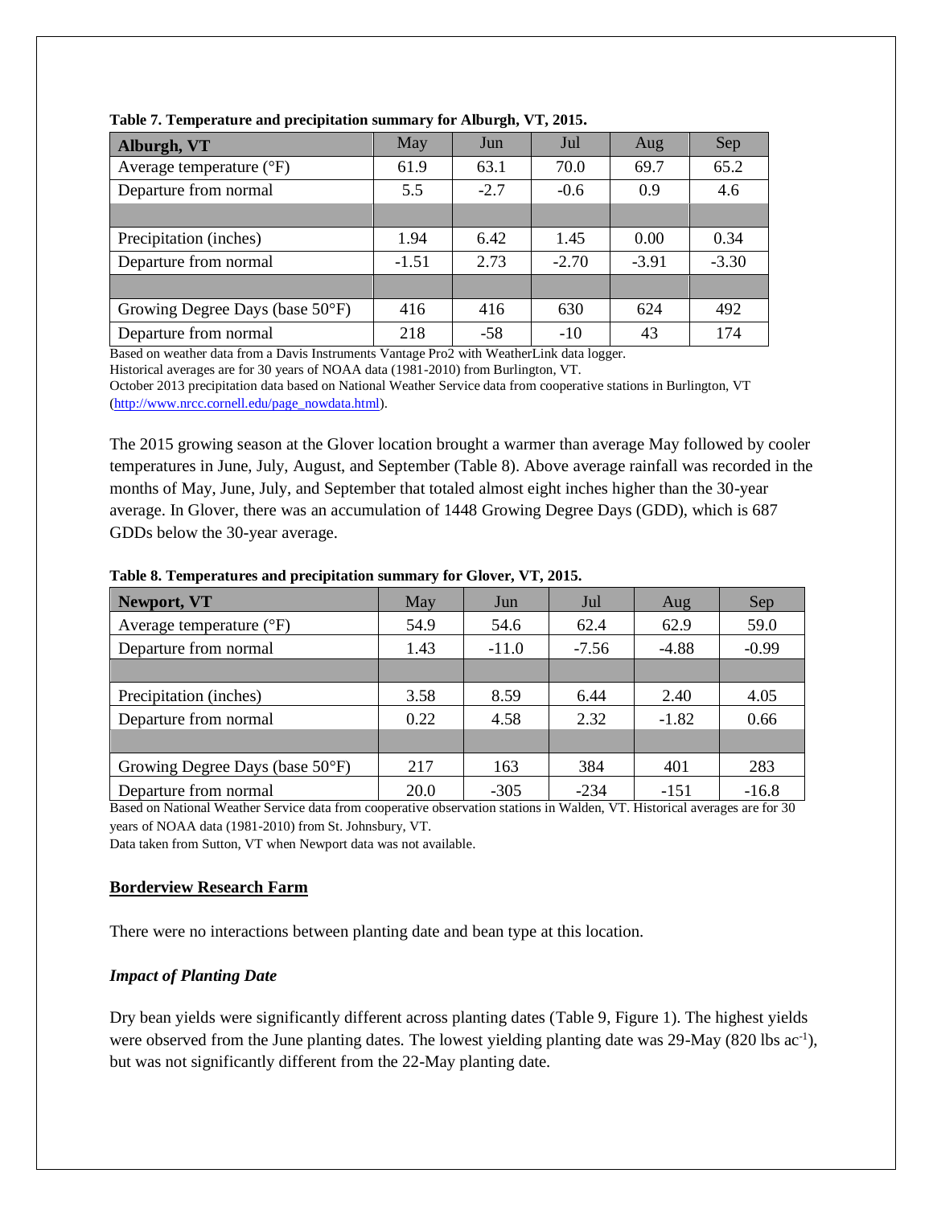**Table 7. Temperature and precipitation summary for Alburgh, VT, 2015.**

| Alburgh, VT | May | Jun | Jul | Aug | Sep |
|---|---|---|---|---|---|
| Average temperature (°F) | 61.9 | 63.1 | 70.0 | 69.7 | 65.2 |
| Departure from normal | 5.5 | -2.7 | -0.6 | 0.9 | 4.6 |
| | | | | | |
| Precipitation (inches) | 1.94 | 6.42 | 1.45 | 0.00 | 0.34 |
| Departure from normal | -1.51 | 2.73 | -2.70 | -3.91 | -3.30 |
| | | | | | |
| Growing Degree Days (base 50°F) | 416 | 416 | 630 | 624 | 492 |
| Departure from normal | 218 | -58 | -10 | 43 | 174 |

Based on weather data from a Davis Instruments Vantage Pro2 with WeatherLink data logger.
Historical averages are for 30 years of NOAA data (1981-2010) from Burlington, VT.
October 2013 precipitation data based on National Weather Service data from cooperative stations in Burlington, VT (http://www.nrcc.cornell.edu/page_nowdata.html).

The 2015 growing season at the Glover location brought a warmer than average May followed by cooler temperatures in June, July, August, and September (Table 8). Above average rainfall was recorded in the months of May, June, July, and September that totaled almost eight inches higher than the 30-year average. In Glover, there was an accumulation of 1448 Growing Degree Days (GDD), which is 687 GDDs below the 30-year average.

**Table 8. Temperatures and precipitation summary for Glover, VT, 2015.**

| Newport, VT | May | Jun | Jul | Aug | Sep |
|---|---|---|---|---|---|
| Average temperature (°F) | 54.9 | 54.6 | 62.4 | 62.9 | 59.0 |
| Departure from normal | 1.43 | -11.0 | -7.56 | -4.88 | -0.99 |
| | | | | | |
| Precipitation (inches) | 3.58 | 8.59 | 6.44 | 2.40 | 4.05 |
| Departure from normal | 0.22 | 4.58 | 2.32 | -1.82 | 0.66 |
| | | | | | |
| Growing Degree Days (base 50°F) | 217 | 163 | 384 | 401 | 283 |
| Departure from normal | 20.0 | -305 | -234 | -151 | -16.8 |

Based on National Weather Service data from cooperative observation stations in Walden, VT. Historical averages are for 30 years of NOAA data (1981-2010) from St. Johnsbury, VT.
Data taken from Sutton, VT when Newport data was not available.

## Borderview Research Farm

There were no interactions between planting date and bean type at this location.

### *Impact of Planting Date*

Dry bean yields were significantly different across planting dates (Table 9, Figure 1). The highest yields were observed from the June planting dates. The lowest yielding planting date was 29-May (820 lbs $ac^{-1}$), but was not significantly different from the 22-May planting date.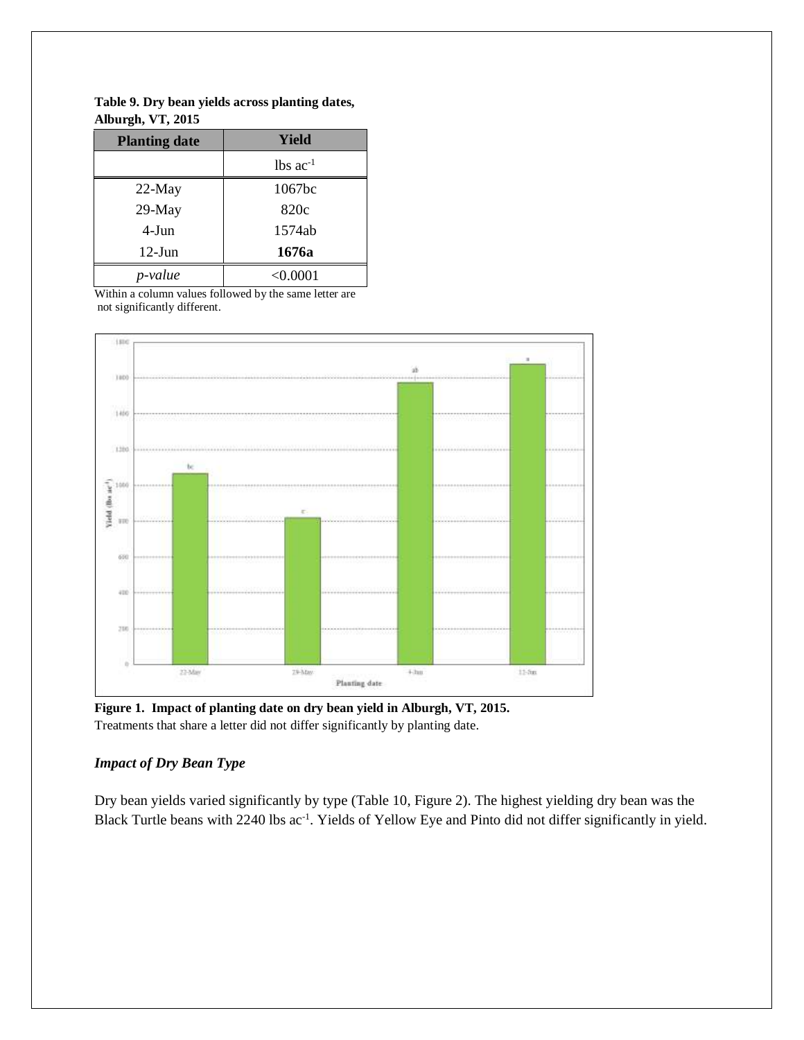**Table 9. Dry bean yields across planting dates, Alburgh, VT, 2015**

| Planting date | Yield |
|---|---|
| | lbs $ac^{-1}$ |
| 22-May | 1067bc |
| 29-May | 820c |
| 4-Jun | 1574ab |
| 12-Jun | **1676a** |
| *p-value* | <0.0001 |

Within a column values followed by the same letter are not significantly different.

**Figure 1. Impact of planting date on dry bean yield in Alburgh, VT, 2015.**
Treatments that share a letter did not differ significantly by planting date.

### *Impact of Dry Bean Type*

Dry bean yields varied significantly by type (Table 10, Figure 2). The highest yielding dry bean was the Black Turtle beans with 2240 lbs $ac^{-1}$. Yields of Yellow Eye and Pinto did not differ significantly in yield.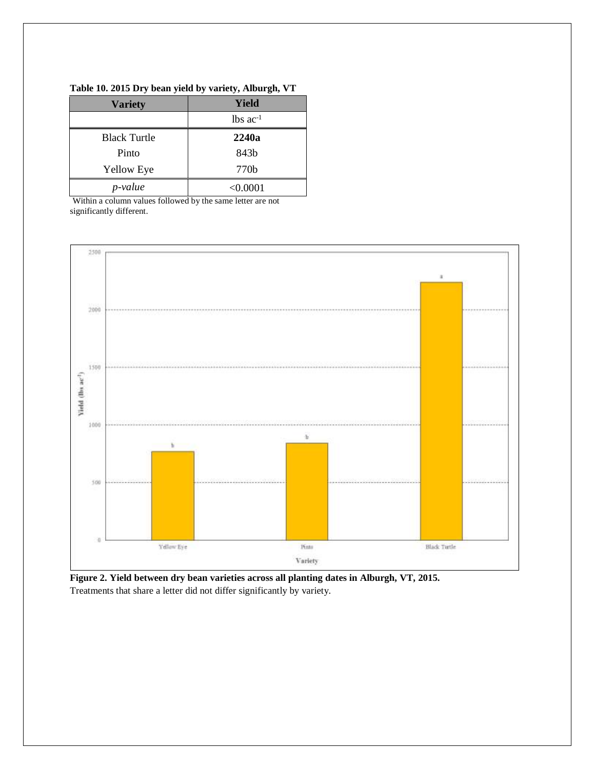**Table 10. 2015 Dry bean yield by variety, Alburgh, VT**

| Variety | Yield |
|---|---|
| | lbs $ac^{-1}$ |
| Black Turtle | **2240a** |
| Pinto | 843b |
| Yellow Eye | 770b |
| *p-value* | <0.0001 |

Within a column values followed by the same letter are not significantly different.

**Figure 2. Yield between dry bean varieties across all planting dates in Alburgh, VT, 2015.**
Treatments that share a letter did not differ significantly by variety.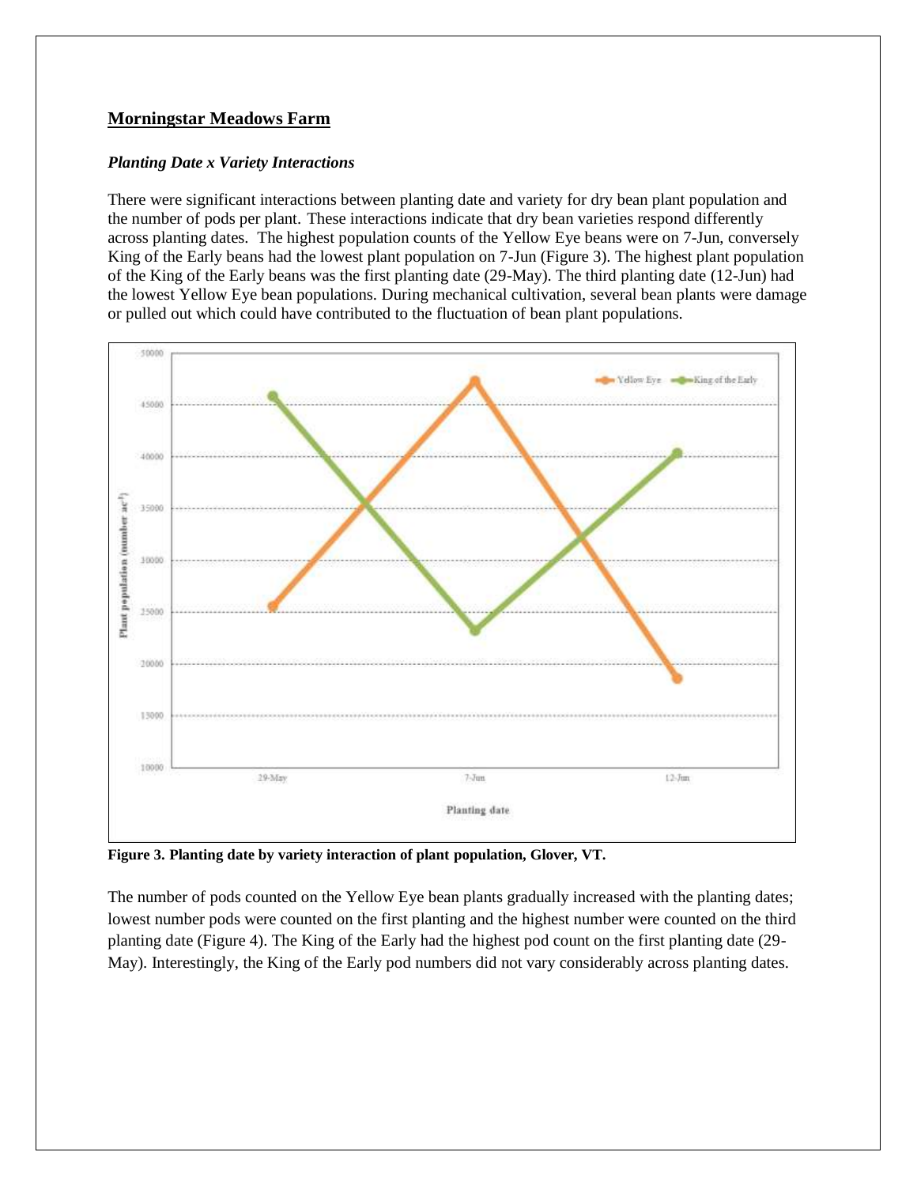## Morningstar Meadows Farm

### *Planting Date x Variety Interactions*

There were significant interactions between planting date and variety for dry bean plant population and the number of pods per plant. These interactions indicate that dry bean varieties respond differently across planting dates. The highest population counts of the Yellow Eye beans were on 7-Jun, conversely King of the Early beans had the lowest plant population on 7-Jun (Figure 3). The highest plant population of the King of the Early beans was the first planting date (29-May). The third planting date (12-Jun) had the lowest Yellow Eye bean populations. During mechanical cultivation, several bean plants were damage or pulled out which could have contributed to the fluctuation of bean plant populations.

**Figure 3. Planting date by variety interaction of plant population, Glover, VT.**

The number of pods counted on the Yellow Eye bean plants gradually increased with the planting dates; lowest number pods were counted on the first planting and the highest number were counted on the third planting date (Figure 4). The King of the Early had the highest pod count on the first planting date (29-May). Interestingly, the King of the Early pod numbers did not vary considerably across planting dates.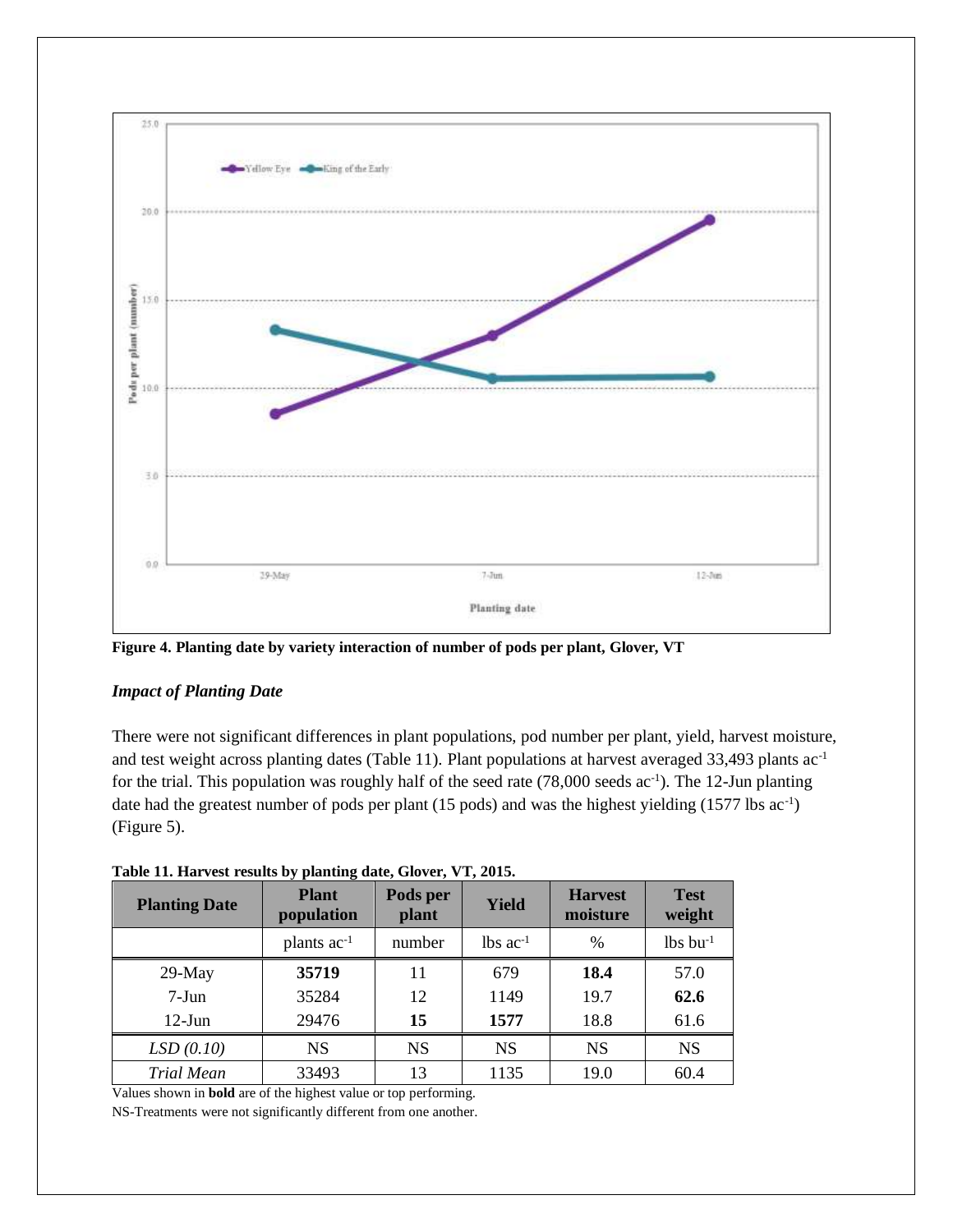**Figure 4. Planting date by variety interaction of number of pods per plant, Glover, VT**

### *Impact of Planting Date*

There were not significant differences in plant populations, pod number per plant, yield, harvest moisture, and test weight across planting dates (Table 11). Plant populations at harvest averaged 33,493 plants ac$^{-1}$ for the trial. This population was roughly half of the seed rate (78,000 seeds ac$^{-1}$). The 12-Jun planting date had the greatest number of pods per plant (15 pods) and was the highest yielding (1577 lbs ac$^{-1}$) (Figure 5).

**Table 11. Harvest results by planting date, Glover, VT, 2015.**

| Planting Date | Plant population | Pods per plant | Yield | Harvest moisture | Test weight |
|---|---|---|---|---|---|
| | plants ac$^{-1}$ | number | lbs ac$^{-1}$ | % | lbs bu$^{-1}$ |
| 29-May | **35719** | 11 | 679 | **18.4** | 57.0 |
| 7-Jun | 35284 | 12 | 1149 | 19.7 | **62.6** |
| 12-Jun | 29476 | **15** | **1577** | 18.8 | 61.6 |
| *LSD (0.10)* | NS | NS | NS | NS | NS |
| *Trial Mean* | 33493 | 13 | 1135 | 19.0 | 60.4 |

Values shown in **bold** are of the highest value or top performing.

NS-Treatments were not significantly different from one another.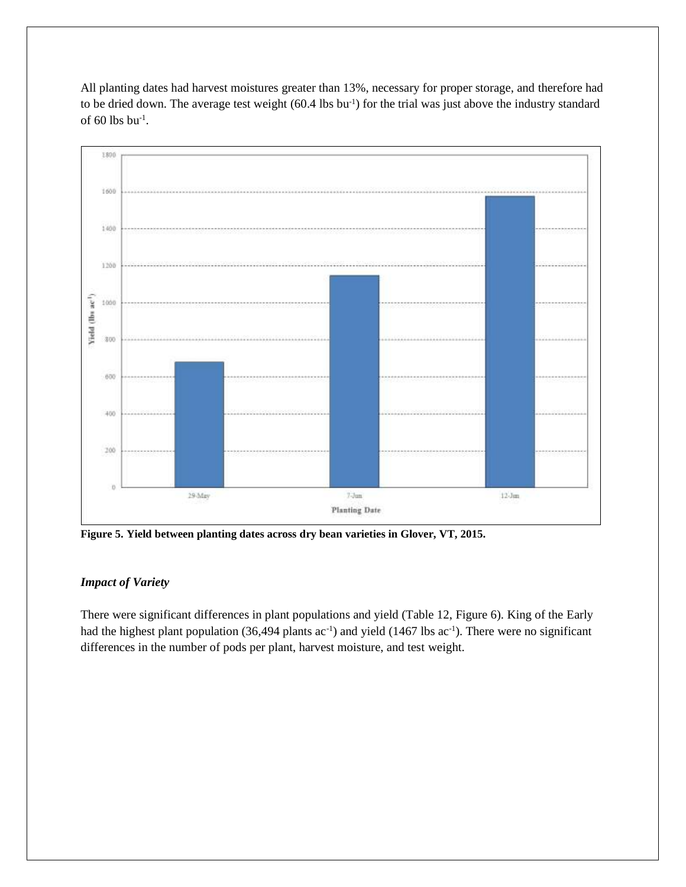All planting dates had harvest moistures greater than 13%, necessary for proper storage, and therefore had to be dried down. The average test weight (60.4 lbs $bu^{-1}$) for the trial was just above the industry standard of 60 lbs $bu^{-1}$.

**Figure 5. Yield between planting dates across dry bean varieties in Glover, VT, 2015.**

### *Impact of Variety*

There were significant differences in plant populations and yield (Table 12, Figure 6). King of the Early had the highest plant population (36,494 plants $ac^{-1}$) and yield (1467 lbs $ac^{-1}$). There were no significant differences in the number of pods per plant, harvest moisture, and test weight.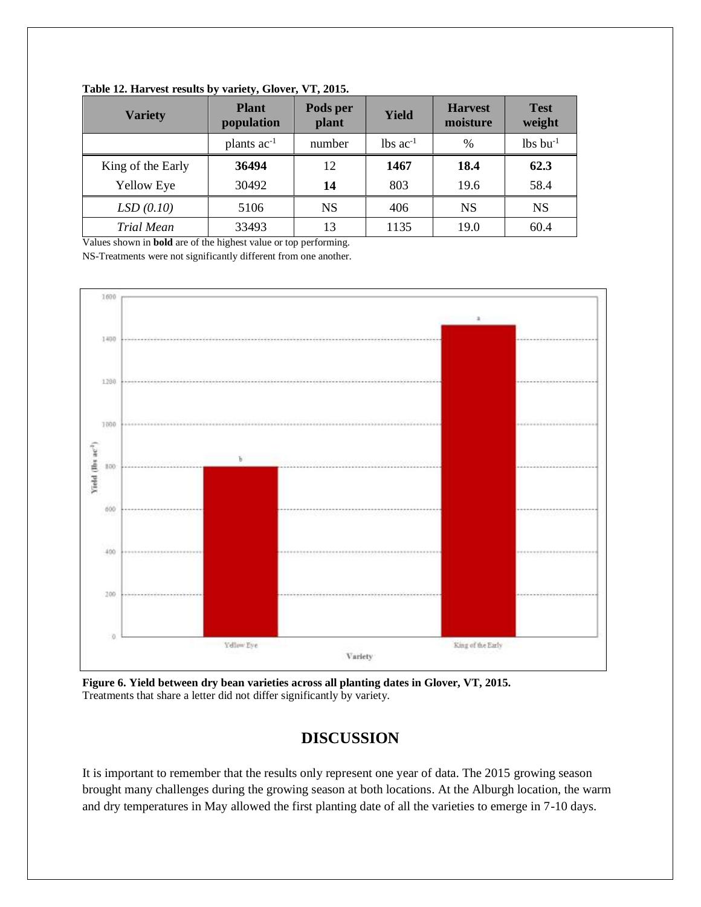**Table 12. Harvest results by variety, Glover, VT, 2015.**

| Variety | Plant population | Pods per plant | Yield | Harvest moisture | Test weight |
|---|---|---|---|---|---|
| | plants $ac^{-1}$ | number | lbs $ac^{-1}$ | % | lbs $bu^{-1}$ |
| King of the Early | **36494** | 12 | **1467** | **18.4** | **62.3** |
| Yellow Eye | 30492 | **14** | 803 | 19.6 | 58.4 |
| *LSD (0.10)* | 5106 | NS | 406 | NS | NS |
| *Trial Mean* | 33493 | 13 | 1135 | 19.0 | 60.4 |

Values shown in **bold** are of the highest value or top performing.
NS-Treatments were not significantly different from one another.

**Figure 6. Yield between dry bean varieties across all planting dates in Glover, VT, 2015.**
Treatments that share a letter did not differ significantly by variety.

## DISCUSSION

It is important to remember that the results only represent one year of data. The 2015 growing season brought many challenges during the growing season at both locations. At the Alburgh location, the warm and dry temperatures in May allowed the first planting date of all the varieties to emerge in 7-10 days.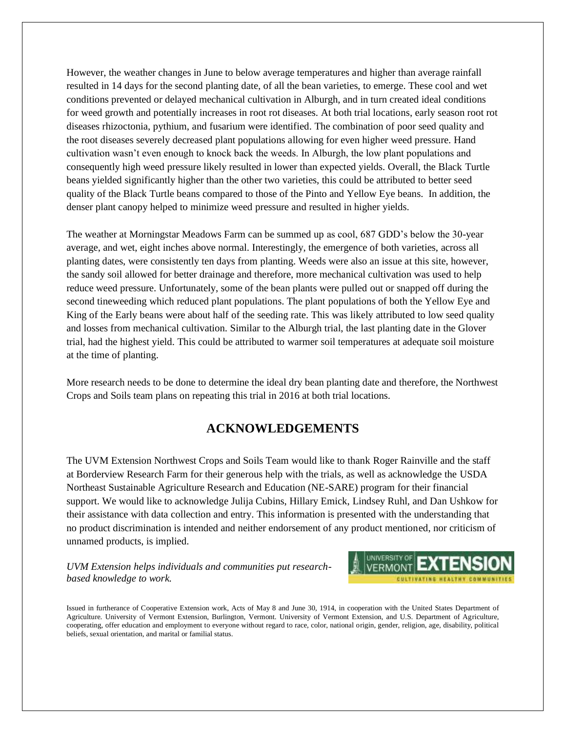However, the weather changes in June to below average temperatures and higher than average rainfall resulted in 14 days for the second planting date, of all the bean varieties, to emerge. These cool and wet conditions prevented or delayed mechanical cultivation in Alburgh, and in turn created ideal conditions for weed growth and potentially increases in root rot diseases. At both trial locations, early season root rot diseases rhizoctonia, pythium, and fusarium were identified. The combination of poor seed quality and the root diseases severely decreased plant populations allowing for even higher weed pressure. Hand cultivation wasn't even enough to knock back the weeds. In Alburgh, the low plant populations and consequently high weed pressure likely resulted in lower than expected yields. Overall, the Black Turtle beans yielded significantly higher than the other two varieties, this could be attributed to better seed quality of the Black Turtle beans compared to those of the Pinto and Yellow Eye beans. In addition, the denser plant canopy helped to minimize weed pressure and resulted in higher yields.

The weather at Morningstar Meadows Farm can be summed up as cool, 687 GDD's below the 30-year average, and wet, eight inches above normal. Interestingly, the emergence of both varieties, across all planting dates, were consistently ten days from planting. Weeds were also an issue at this site, however, the sandy soil allowed for better drainage and therefore, more mechanical cultivation was used to help reduce weed pressure. Unfortunately, some of the bean plants were pulled out or snapped off during the second tineweeding which reduced plant populations. The plant populations of both the Yellow Eye and King of the Early beans were about half of the seeding rate. This was likely attributed to low seed quality and losses from mechanical cultivation. Similar to the Alburgh trial, the last planting date in the Glover trial, had the highest yield. This could be attributed to warmer soil temperatures at adequate soil moisture at the time of planting.

More research needs to be done to determine the ideal dry bean planting date and therefore, the Northwest Crops and Soils team plans on repeating this trial in 2016 at both trial locations.

## ACKNOWLEDGEMENTS

The UVM Extension Northwest Crops and Soils Team would like to thank Roger Rainville and the staff at Borderview Research Farm for their generous help with the trials, as well as acknowledge the USDA Northeast Sustainable Agriculture Research and Education (NE-SARE) program for their financial support. We would like to acknowledge Julija Cubins, Hillary Emick, Lindsey Ruhl, and Dan Ushkow for their assistance with data collection and entry. This information is presented with the understanding that no product discrimination is intended and neither endorsement of any product mentioned, nor criticism of unnamed products, is implied.

*UVM Extension helps individuals and communities put research-based knowledge to work.*

UNIVERSITY OF VERMONT EXTENSION
CULTIVATING HEALTHY COMMUNITIES

Issued in furtherance of Cooperative Extension work, Acts of May 8 and June 30, 1914, in cooperation with the United States Department of Agriculture. University of Vermont Extension, Burlington, Vermont. University of Vermont Extension, and U.S. Department of Agriculture, cooperating, offer education and employment to everyone without regard to race, color, national origin, gender, religion, age, disability, political beliefs, sexual orientation, and marital or familial status.